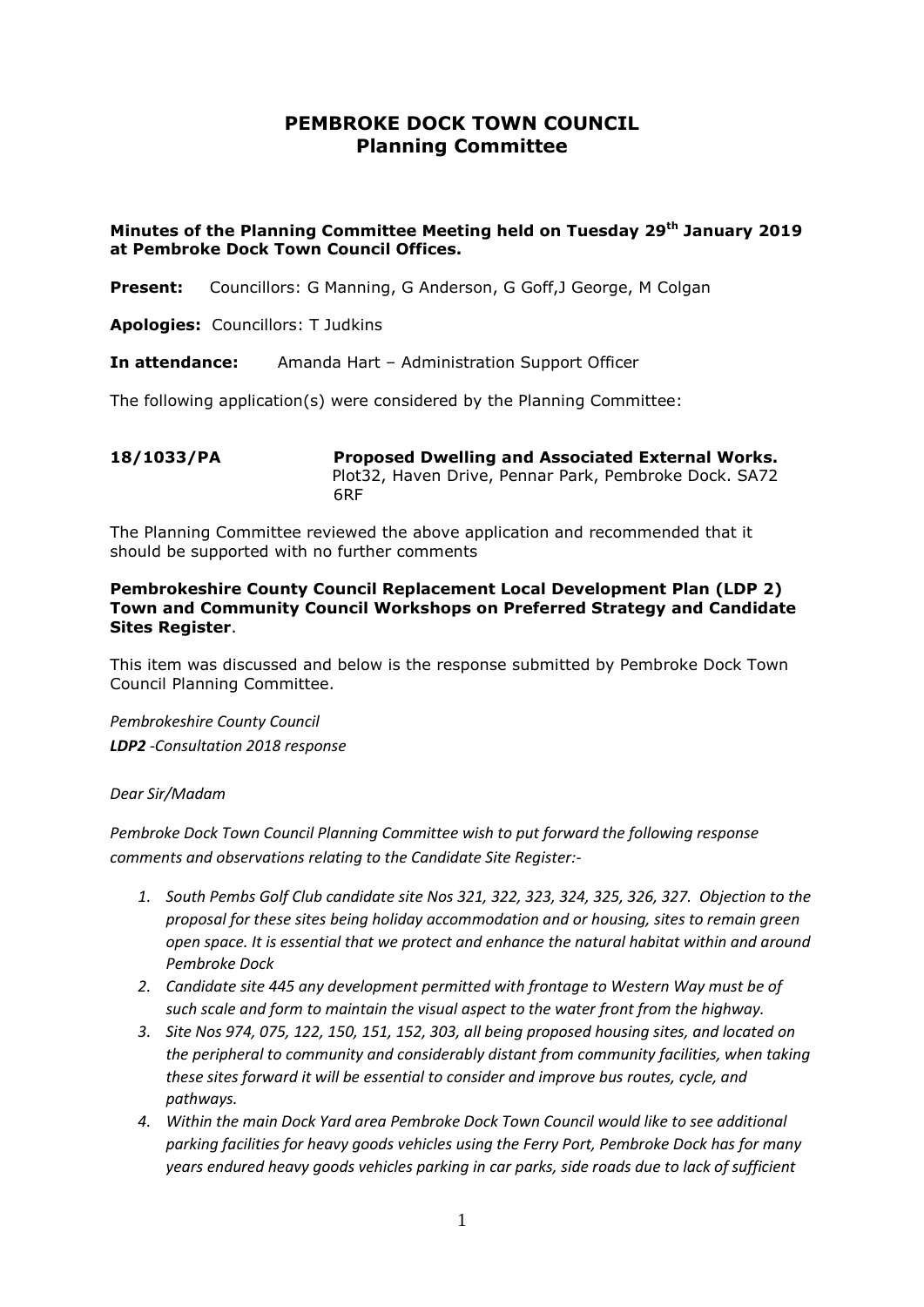# PEMBROKE DOCK TOWN COUNCIL
## Planning Committee

**Minutes of the Planning Committee Meeting held on Tuesday 29th January 2019 at Pembroke Dock Town Council Offices.**

**Present:** Councillors: G Manning, G Anderson, G Goff,J George, M Colgan

**Apologies:** Councillors: T Judkins

**In attendance:** Amanda Hart – Administration Support Officer

The following application(s) were considered by the Planning Committee:

**18/1033/PA** **Proposed Dwelling and Associated External Works.** Plot32, Haven Drive, Pennar Park, Pembroke Dock. SA72 6RF

The Planning Committee reviewed the above application and recommended that it should be supported with no further comments

**Pembrokeshire County Council Replacement Local Development Plan (LDP 2) Town and Community Council Workshops on Preferred Strategy and Candidate Sites Register**.

This item was discussed and below is the response submitted by Pembroke Dock Town Council Planning Committee.

*Pembrokeshire County Council*
***LDP2** -Consultation 2018 response*

*Dear Sir/Madam*

*Pembroke Dock Town Council Planning Committee wish to put forward the following response comments and observations relating to the Candidate Site Register:-*

1. *South Pembs Golf Club candidate site Nos 321, 322, 323, 324, 325, 326, 327. Objection to the proposal for these sites being holiday accommodation and or housing, sites to remain green open space. It is essential that we protect and enhance the natural habitat within and around Pembroke Dock*
2. *Candidate site 445 any development permitted with frontage to Western Way must be of such scale and form to maintain the visual aspect to the water front from the highway.*
3. *Site Nos 974, 075, 122, 150, 151, 152, 303, all being proposed housing sites, and located on the peripheral to community and considerably distant from community facilities, when taking these sites forward it will be essential to consider and improve bus routes, cycle, and pathways.*
4. *Within the main Dock Yard area Pembroke Dock Town Council would like to see additional parking facilities for heavy goods vehicles using the Ferry Port, Pembroke Dock has for many years endured heavy goods vehicles parking in car parks, side roads due to lack of sufficient*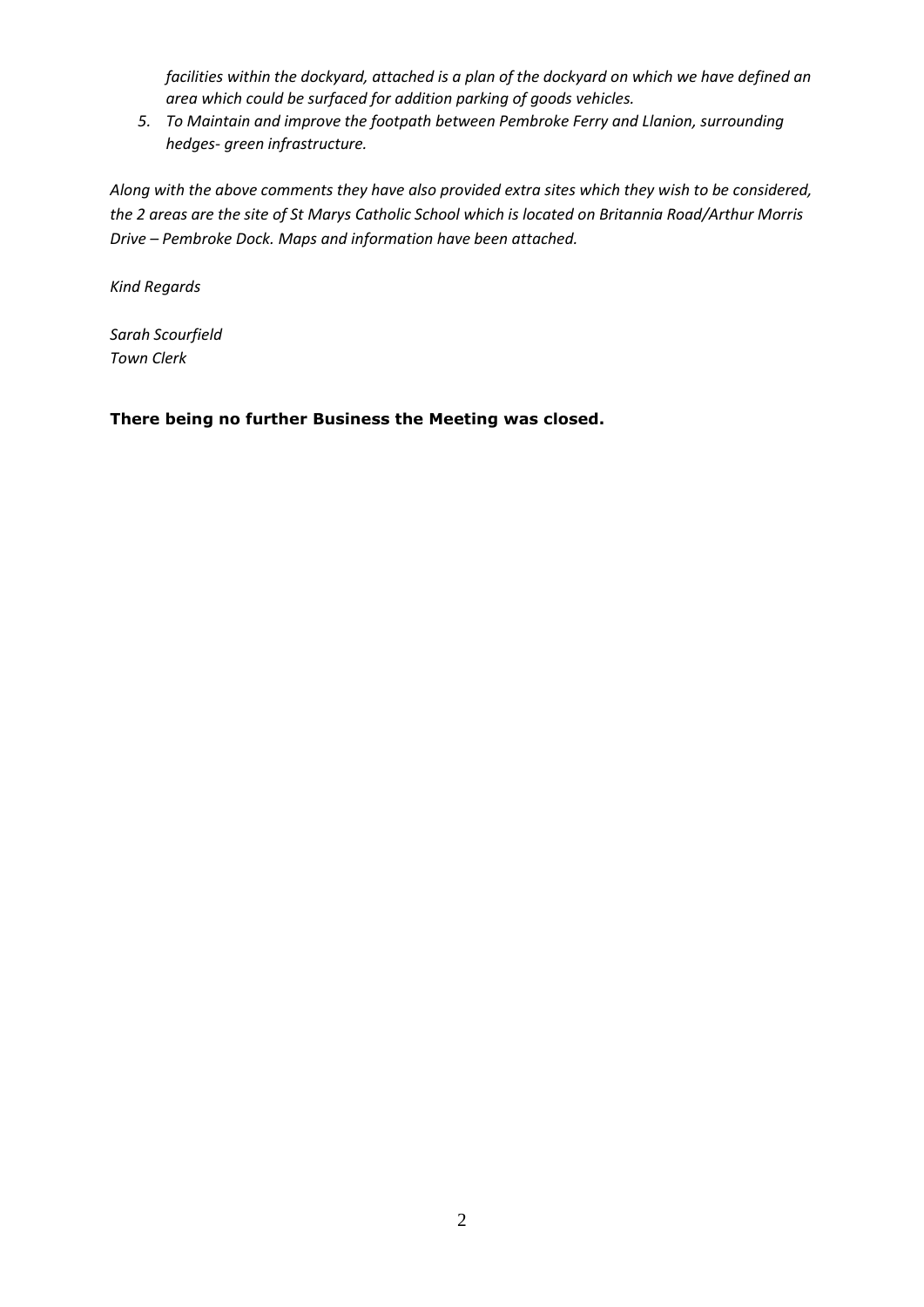*facilities within the dockyard, attached is a plan of the dockyard on which we have defined an area which could be surfaced for addition parking of goods vehicles.*

5. *To Maintain and improve the footpath between Pembroke Ferry and Llanion, surrounding hedges- green infrastructure.*

*Along with the above comments they have also provided extra sites which they wish to be considered, the 2 areas are the site of St Marys Catholic School which is located on Britannia Road/Arthur Morris Drive – Pembroke Dock. Maps and information have been attached.*

*Kind Regards*

*Sarah Scourfield*
*Town Clerk*

**There being no further Business the Meeting was closed.**